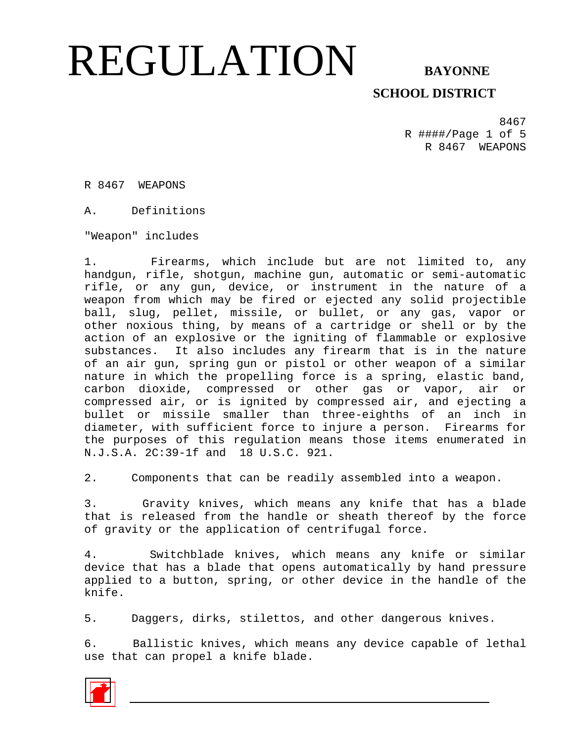# REGULATION

**BAYONNE SCHOOL DISTRICT**

R 8467 WEAPONS

## A. Definitions

"Weapon" includes

1. Firearms, which include but are not limited to, any handgun, rifle, shotgun, machine gun, automatic or semi-automatic rifle, or any gun, device, or instrument in the nature of a weapon from which may be fired or ejected any solid projectible ball, slug, pellet, missile, or bullet, or any gas, vapor or other noxious thing, by means of a cartridge or shell or by the action of an explosive or the igniting of flammable or explosive substances. It also includes any firearm that is in the nature of an air gun, spring gun or pistol or other weapon of a similar nature in which the propelling force is a spring, elastic band, carbon dioxide, compressed or other gas or vapor, air or compressed air, or is ignited by compressed air, and ejecting a bullet or missile smaller than three-eighths of an inch in diameter, with sufficient force to injure a person. Firearms for the purposes of this regulation means those items enumerated in N.J.S.A. 2C:39-1f and 18 U.S.C. 921.

2. Components that can be readily assembled into a weapon.

3. Gravity knives, which means any knife that has a blade that is released from the handle or sheath thereof by the force of gravity or the application of centrifugal force.

4. Switchblade knives, which means any knife or similar device that has a blade that opens automatically by hand pressure applied to a button, spring, or other device in the handle of the knife.

5. Daggers, dirks, stilettos, and other dangerous knives.

6. Ballistic knives, which means any device capable of lethal use that can propel a knife blade.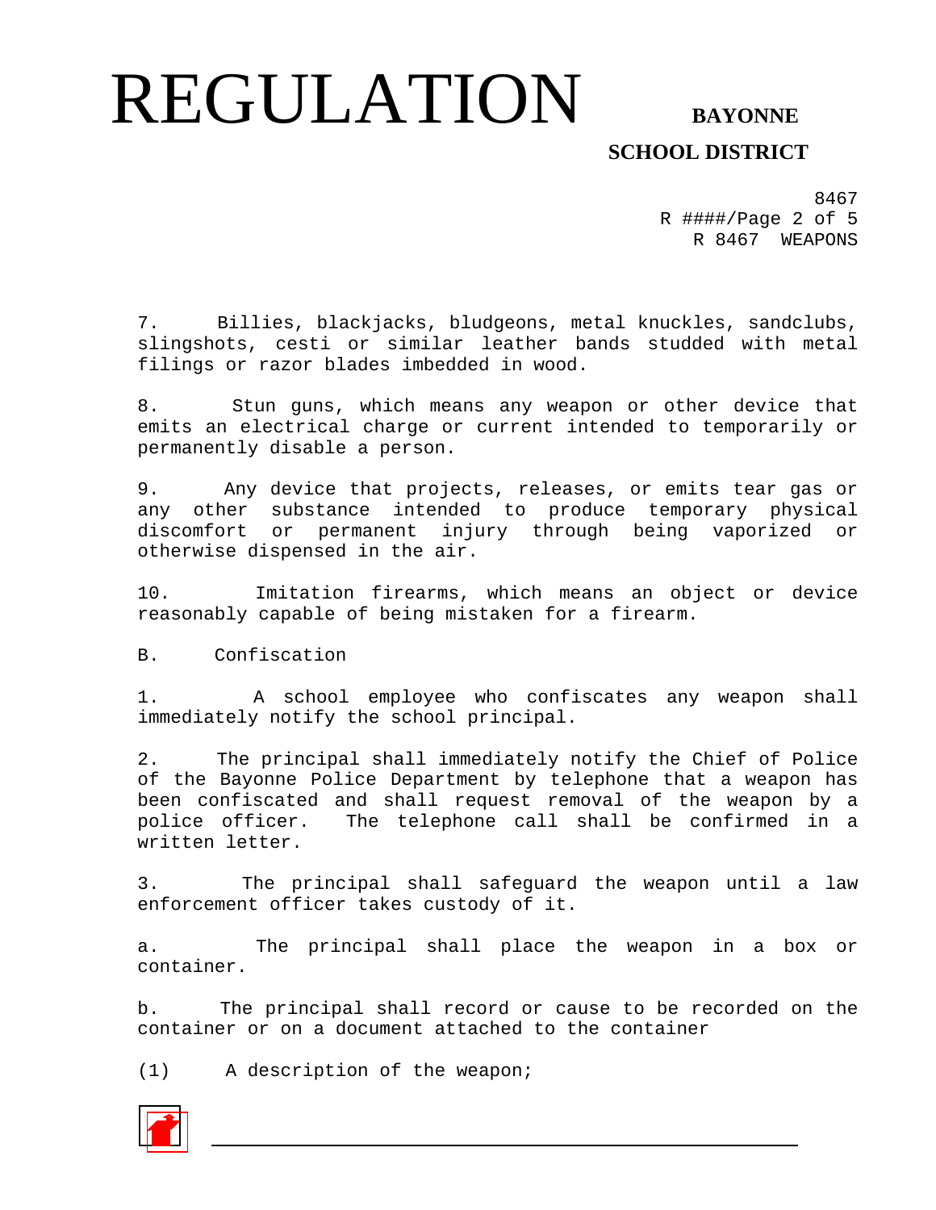7. Billies, blackjacks, bludgeons, metal knuckles, sandclubs, slingshots, cesti or similar leather bands studded with metal filings or razor blades imbedded in wood.

8. Stun guns, which means any weapon or other device that emits an electrical charge or current intended to temporarily or permanently disable a person.

9. Any device that projects, releases, or emits tear gas or any other substance intended to produce temporary physical discomfort or permanent injury through being vaporized or otherwise dispensed in the air.

10. Imitation firearms, which means an object or device reasonably capable of being mistaken for a firearm.

B. Confiscation

1. A school employee who confiscates any weapon shall immediately notify the school principal.

2. The principal shall immediately notify the Chief of Police of the Bayonne Police Department by telephone that a weapon has been confiscated and shall request removal of the weapon by a police officer. The telephone call shall be confirmed in a written letter.

3. The principal shall safeguard the weapon until a law enforcement officer takes custody of it.

a. The principal shall place the weapon in a box or container.

b. The principal shall record or cause to be recorded on the container or on a document attached to the container

(1) A description of the weapon;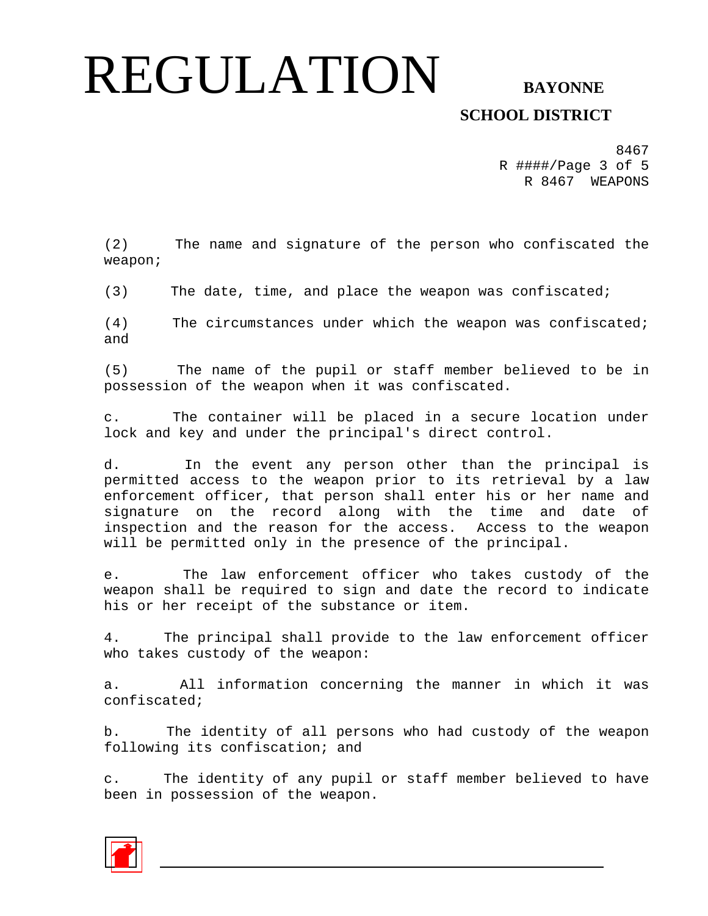(2) The name and signature of the person who confiscated the weapon;

(3) The date, time, and place the weapon was confiscated;

(4) The circumstances under which the weapon was confiscated; and

(5) The name of the pupil or staff member believed to be in possession of the weapon when it was confiscated.

c. The container will be placed in a secure location under lock and key and under the principal's direct control.

d. In the event any person other than the principal is permitted access to the weapon prior to its retrieval by a law enforcement officer, that person shall enter his or her name and signature on the record along with the time and date of inspection and the reason for the access. Access to the weapon will be permitted only in the presence of the principal.

e. The law enforcement officer who takes custody of the weapon shall be required to sign and date the record to indicate his or her receipt of the substance or item.

4. The principal shall provide to the law enforcement officer who takes custody of the weapon:

a. All information concerning the manner in which it was confiscated;

b. The identity of all persons who had custody of the weapon following its confiscation; and

c. The identity of any pupil or staff member believed to have been in possession of the weapon.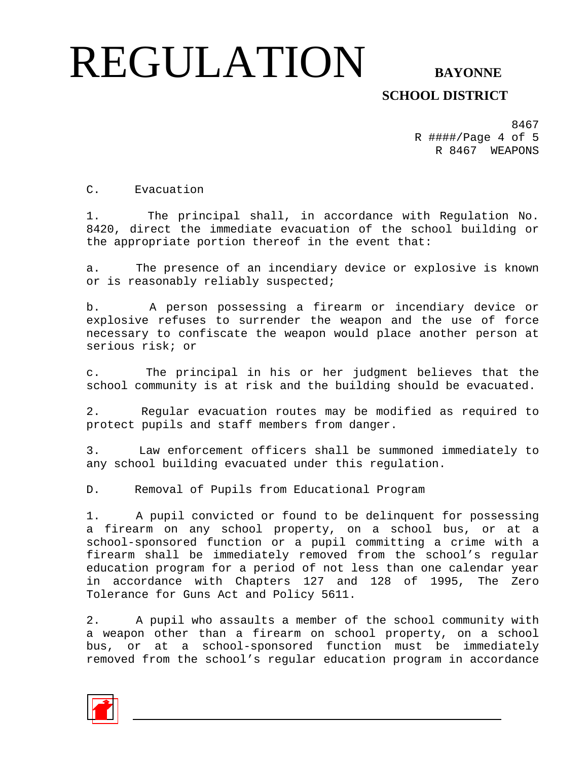C. Evacuation

1. The principal shall, in accordance with Regulation No. 8420, direct the immediate evacuation of the school building or the appropriate portion thereof in the event that:

a. The presence of an incendiary device or explosive is known or is reasonably reliably suspected;

b. A person possessing a firearm or incendiary device or explosive refuses to surrender the weapon and the use of force necessary to confiscate the weapon would place another person at serious risk; or

c. The principal in his or her judgment believes that the school community is at risk and the building should be evacuated.

2. Regular evacuation routes may be modified as required to protect pupils and staff members from danger.

3. Law enforcement officers shall be summoned immediately to any school building evacuated under this regulation.

D. Removal of Pupils from Educational Program

1. A pupil convicted or found to be delinquent for possessing a firearm on any school property, on a school bus, or at a school-sponsored function or a pupil committing a crime with a firearm shall be immediately removed from the school's regular education program for a period of not less than one calendar year in accordance with Chapters 127 and 128 of 1995, The Zero Tolerance for Guns Act and Policy 5611.

2. A pupil who assaults a member of the school community with a weapon other than a firearm on school property, on a school bus, or at a school-sponsored function must be immediately removed from the school's regular education program in accordance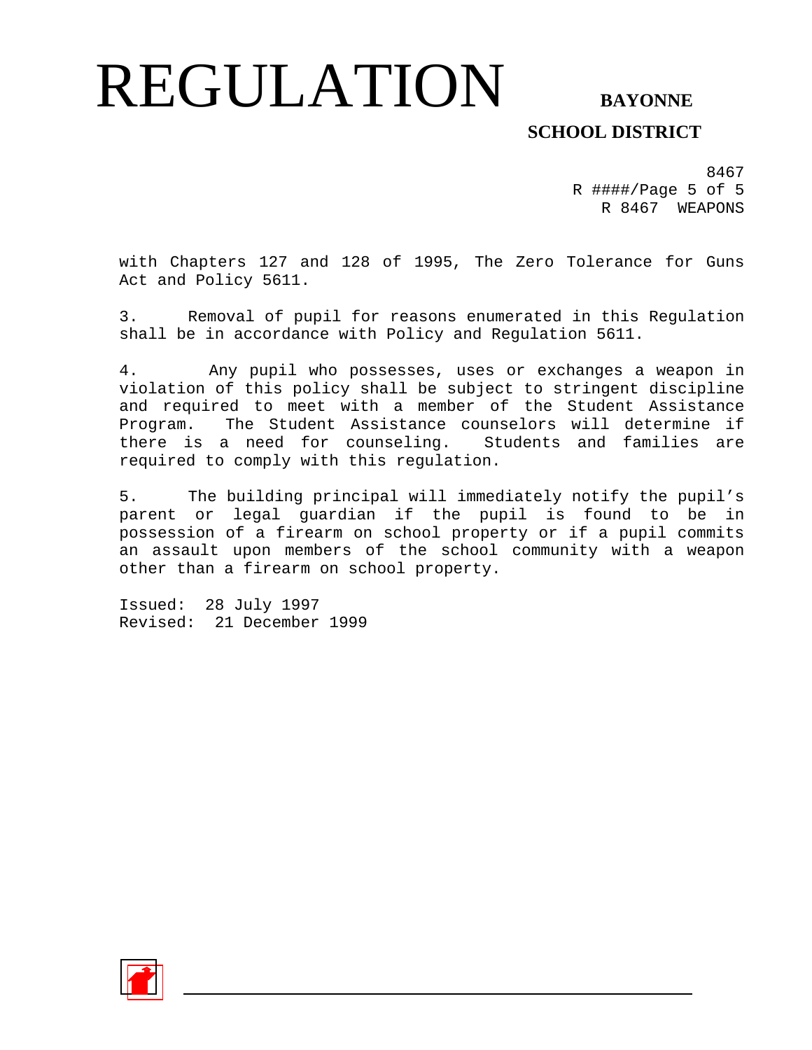with Chapters 127 and 128 of 1995, The Zero Tolerance for Guns Act and Policy 5611.

3. Removal of pupil for reasons enumerated in this Regulation shall be in accordance with Policy and Regulation 5611.

4. Any pupil who possesses, uses or exchanges a weapon in violation of this policy shall be subject to stringent discipline and required to meet with a member of the Student Assistance Program. The Student Assistance counselors will determine if there is a need for counseling. Students and families are required to comply with this regulation.

5. The building principal will immediately notify the pupil's parent or legal guardian if the pupil is found to be in possession of a firearm on school property or if a pupil commits an assault upon members of the school community with a weapon other than a firearm on school property.

Issued: 28 July 1997
Revised: 21 December 1999